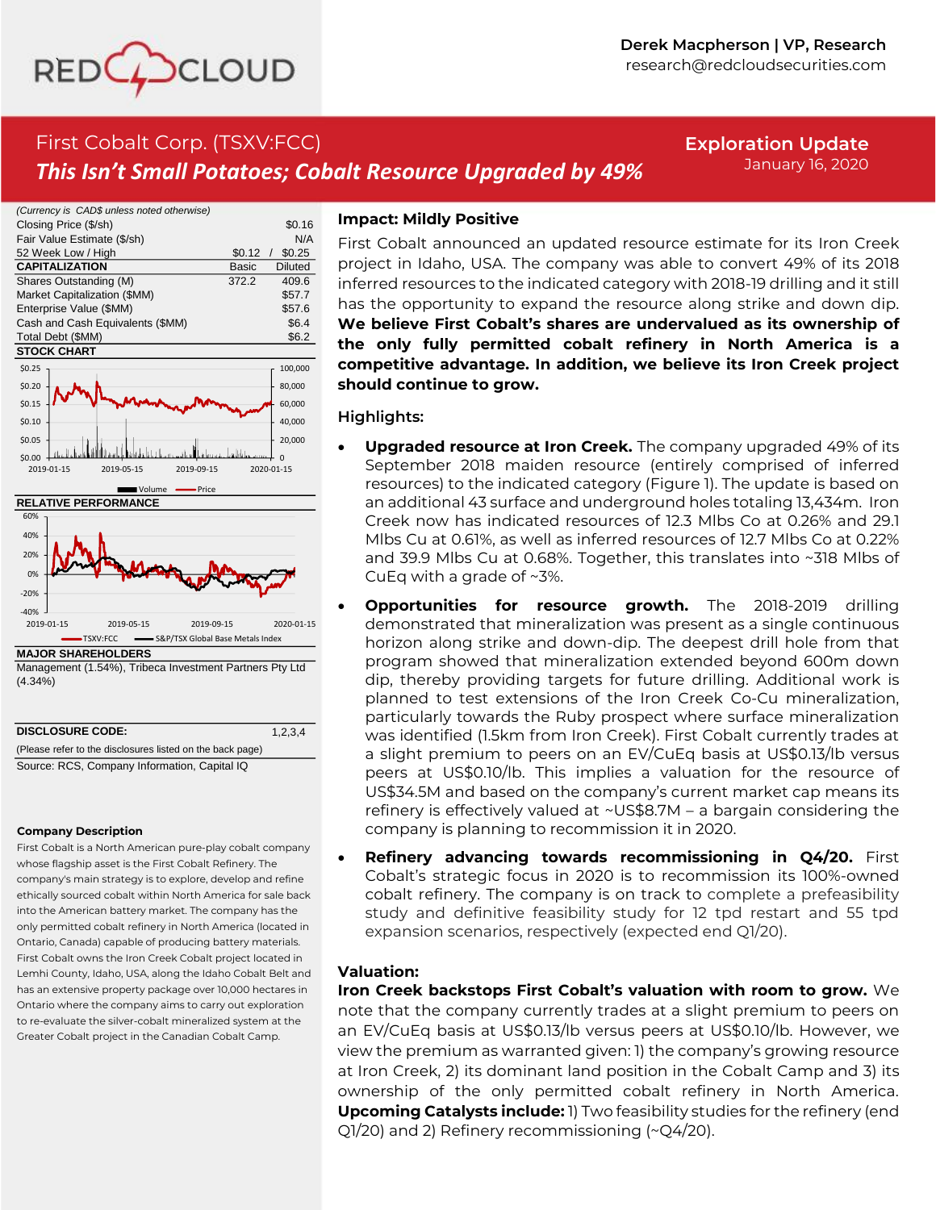Derek Macpherson | VP, Research
research@redcloudsecurities.com

# First Cobalt Corp. (TSXV:FCC)

## *This Isn't Small Potatoes; Cobalt Resource Upgraded by 49%*

**Exploration Update**
January 16, 2020

*(Currency is CAD$ unless noted otherwise)*

| | | |
|---|---|---|
| Closing Price ($/sh) | | $0.16 |
| Fair Value Estimate ($/sh) | | N/A |
| 52 Week Low / High | $0.12 / | $0.25 |
| **CAPITALIZATION** | Basic | Diluted |
| Shares Outstanding (M) | 372.2 | 409.6 |
| Market Capitalization ($MM) | | $57.7 |
| Enterprise Value ($MM) | | $57.6 |
| Cash and Cash Equivalents ($MM) | | $6.4 |
| Total Debt ($MM) | | $6.2 |

**STOCK CHART**

**RELATIVE PERFORMANCE**

**MAJOR SHAREHOLDERS**

Management (1.54%), Tribeca Investment Partners Pty Ltd (4.34%)

**DISCLOSURE CODE:** 1,2,3,4

(Please refer to the disclosures listed on the back page)

Source: RCS, Company Information, Capital IQ

**Company Description**

First Cobalt is a North American pure-play cobalt company whose flagship asset is the First Cobalt Refinery. The company's main strategy is to explore, develop and refine ethically sourced cobalt within North America for sale back into the American battery market. The company has the only permitted cobalt refinery in North America (located in Ontario, Canada) capable of producing battery materials. First Cobalt owns the Iron Creek Cobalt project located in Lemhi County, Idaho, USA, along the Idaho Cobalt Belt and has an extensive property package over 10,000 hectares in Ontario where the company aims to carry out exploration to re-evaluate the silver-cobalt mineralized system at the Greater Cobalt project in the Canadian Cobalt Camp.

### Impact: Mildly Positive

First Cobalt announced an updated resource estimate for its Iron Creek project in Idaho, USA. The company was able to convert 49% of its 2018 inferred resources to the indicated category with 2018-19 drilling and it still has the opportunity to expand the resource along strike and down dip. **We believe First Cobalt's shares are undervalued as its ownership of the only fully permitted cobalt refinery in North America is a competitive advantage. In addition, we believe its Iron Creek project should continue to grow.**

### Highlights:

- **Upgraded resource at Iron Creek.** The company upgraded 49% of its September 2018 maiden resource (entirely comprised of inferred resources) to the indicated category (Figure 1). The update is based on an additional 43 surface and underground holes totaling 13,434m. Iron Creek now has indicated resources of 12.3 Mlbs Co at 0.26% and 29.1 Mlbs Cu at 0.61%, as well as inferred resources of 12.7 Mlbs Co at 0.22% and 39.9 Mlbs Cu at 0.68%. Together, this translates into ~318 Mlbs of CuEq with a grade of ~3%.
- **Opportunities for resource growth.** The 2018-2019 drilling demonstrated that mineralization was present as a single continuous horizon along strike and down-dip. The deepest drill hole from that program showed that mineralization extended beyond 600m down dip, thereby providing targets for future drilling. Additional work is planned to test extensions of the Iron Creek Co-Cu mineralization, particularly towards the Ruby prospect where surface mineralization was identified (1.5km from Iron Creek). First Cobalt currently trades at a slight premium to peers on an EV/CuEq basis at US$0.13/lb versus peers at US$0.10/lb. This implies a valuation for the resource of US$34.5M and based on the company's current market cap means its refinery is effectively valued at ~US$8.7M – a bargain considering the company is planning to recommission it in 2020.
- **Refinery advancing towards recommissioning in Q4/20.** First Cobalt's strategic focus in 2020 is to recommission its 100%-owned cobalt refinery. The company is on track to complete a prefeasibility study and definitive feasibility study for 12 tpd restart and 55 tpd expansion scenarios, respectively (expected end Q1/20).

### Valuation:

**Iron Creek backstops First Cobalt's valuation with room to grow.** We note that the company currently trades at a slight premium to peers on an EV/CuEq basis at US$0.13/lb versus peers at US$0.10/lb. However, we view the premium as warranted given: 1) the company's growing resource at Iron Creek, 2) its dominant land position in the Cobalt Camp and 3) its ownership of the only permitted cobalt refinery in North America. **Upcoming Catalysts include:** 1) Two feasibility studies for the refinery (end Q1/20) and 2) Refinery recommissioning (~Q4/20).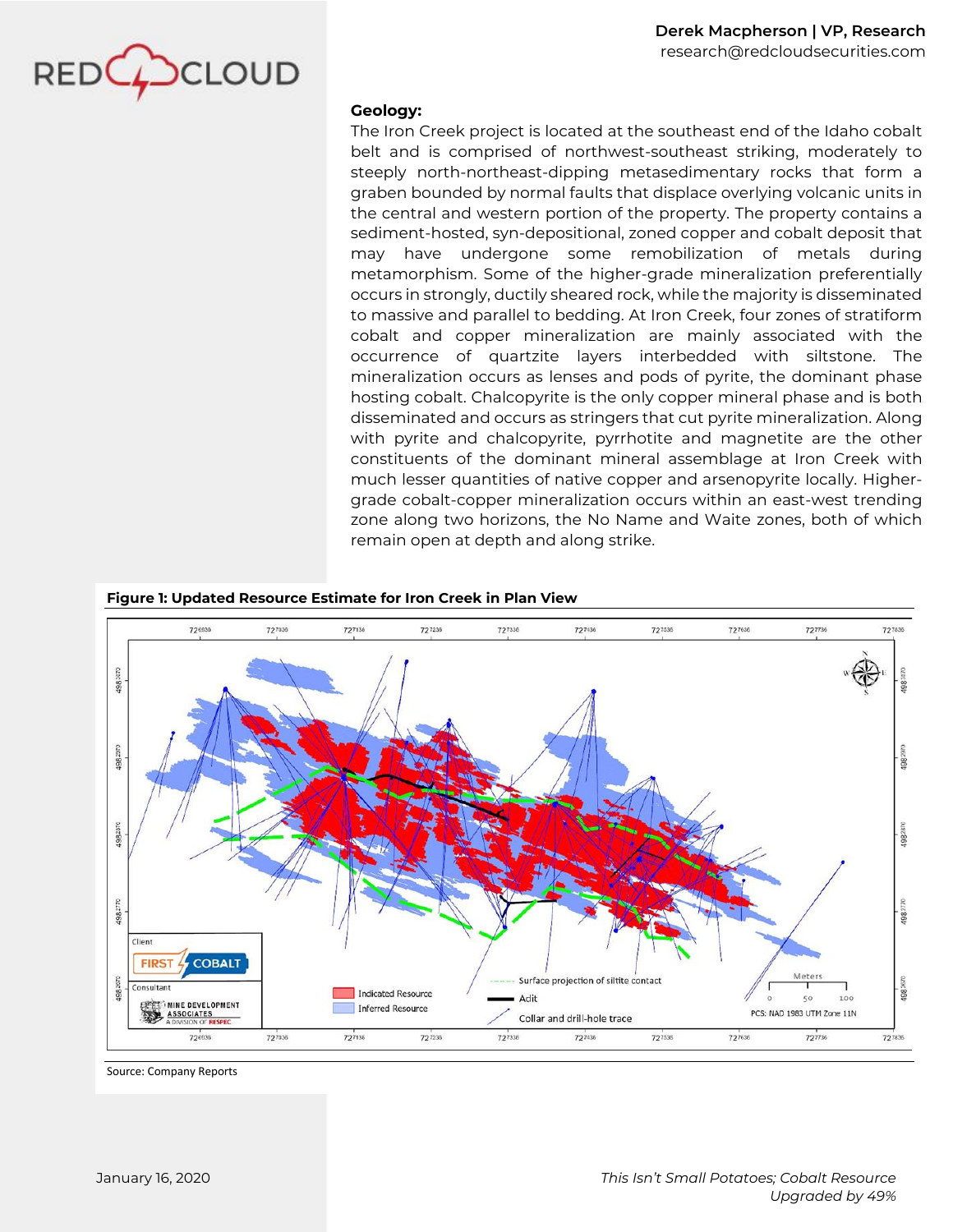**Geology:**

The Iron Creek project is located at the southeast end of the Idaho cobalt belt and is comprised of northwest-southeast striking, moderately to steeply north-northeast-dipping metasedimentary rocks that form a graben bounded by normal faults that displace overlying volcanic units in the central and western portion of the property. The property contains a sediment-hosted, syn-depositional, zoned copper and cobalt deposit that may have undergone some remobilization of metals during metamorphism. Some of the higher-grade mineralization preferentially occurs in strongly, ductily sheared rock, while the majority is disseminated to massive and parallel to bedding. At Iron Creek, four zones of stratiform cobalt and copper mineralization are mainly associated with the occurrence of quartzite layers interbedded with siltstone. The mineralization occurs as lenses and pods of pyrite, the dominant phase hosting cobalt. Chalcopyrite is the only copper mineral phase and is both disseminated and occurs as stringers that cut pyrite mineralization. Along with pyrite and chalcopyrite, pyrrhotite and magnetite are the other constituents of the dominant mineral assemblage at Iron Creek with much lesser quantities of native copper and arsenopyrite locally. Higher-grade cobalt-copper mineralization occurs within an east-west trending zone along two horizons, the No Name and Waite zones, both of which remain open at depth and along strike.

**Figure 1: Updated Resource Estimate for Iron Creek in Plan View**

Source: Company Reports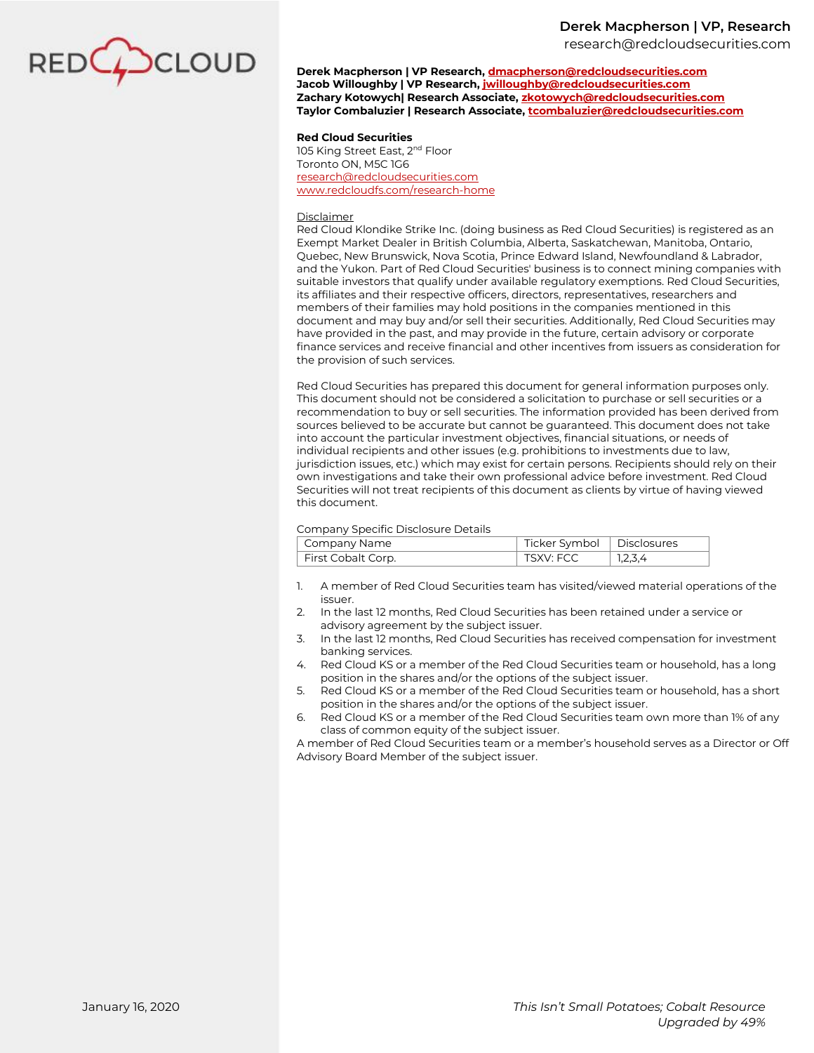**Derek Macpherson | VP Research, dmacpherson@redcloudsecurities.com**
**Jacob Willoughby | VP Research, jwilloughby@redcloudsecurities.com**
**Zachary Kotowych| Research Associate, zkotowych@redcloudsecurities.com**
**Taylor Combaluzier | Research Associate, tcombaluzier@redcloudsecurities.com**

**Red Cloud Securities**
105 King Street East, 2nd Floor
Toronto ON, M5C 1G6
research@redcloudsecurities.com
www.redcloudfs.com/research-home

Disclaimer

Red Cloud Klondike Strike Inc. (doing business as Red Cloud Securities) is registered as an Exempt Market Dealer in British Columbia, Alberta, Saskatchewan, Manitoba, Ontario, Quebec, New Brunswick, Nova Scotia, Prince Edward Island, Newfoundland & Labrador, and the Yukon. Part of Red Cloud Securities' business is to connect mining companies with suitable investors that qualify under available regulatory exemptions. Red Cloud Securities, its affiliates and their respective officers, directors, representatives, researchers and members of their families may hold positions in the companies mentioned in this document and may buy and/or sell their securities. Additionally, Red Cloud Securities may have provided in the past, and may provide in the future, certain advisory or corporate finance services and receive financial and other incentives from issuers as consideration for the provision of such services.

Red Cloud Securities has prepared this document for general information purposes only. This document should not be considered a solicitation to purchase or sell securities or a recommendation to buy or sell securities. The information provided has been derived from sources believed to be accurate but cannot be guaranteed. This document does not take into account the particular investment objectives, financial situations, or needs of individual recipients and other issues (e.g. prohibitions to investments due to law, jurisdiction issues, etc.) which may exist for certain persons. Recipients should rely on their own investigations and take their own professional advice before investment. Red Cloud Securities will not treat recipients of this document as clients by virtue of having viewed this document.

Company Specific Disclosure Details

| Company Name | Ticker Symbol | Disclosures |
|---|---|---|
| First Cobalt Corp. | TSXV: FCC | 1,2,3,4 |

1. A member of Red Cloud Securities team has visited/viewed material operations of the issuer.
2. In the last 12 months, Red Cloud Securities has been retained under a service or advisory agreement by the subject issuer.
3. In the last 12 months, Red Cloud Securities has received compensation for investment banking services.
4. Red Cloud KS or a member of the Red Cloud Securities team or household, has a long position in the shares and/or the options of the subject issuer.
5. Red Cloud KS or a member of the Red Cloud Securities team or household, has a short position in the shares and/or the options of the subject issuer.
6. Red Cloud KS or a member of the Red Cloud Securities team own more than 1% of any class of common equity of the subject issuer.

A member of Red Cloud Securities team or a member's household serves as a Director or Off Advisory Board Member of the subject issuer.